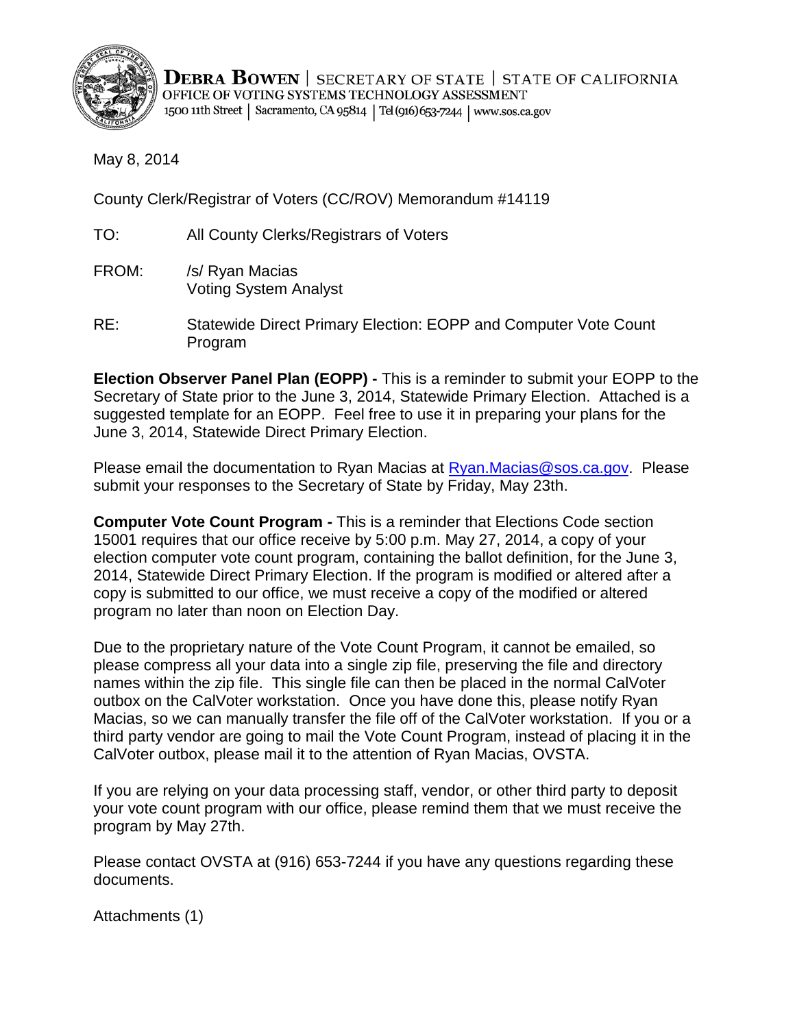**DEBRA BOWEN** | SECRETARY OF STATE | STATE OF CALIFORNIA
OFFICE OF VOTING SYSTEMS TECHNOLOGY ASSESSMENT
1500 11th Street | Sacramento, CA 95814 | Tel (916) 653-7244 | www.sos.ca.gov

May 8, 2014

County Clerk/Registrar of Voters (CC/ROV) Memorandum #14119

TO: All County Clerks/Registrars of Voters

FROM: /s/ Ryan Macias
Voting System Analyst

RE: Statewide Direct Primary Election: EOPP and Computer Vote Count Program

**Election Observer Panel Plan (EOPP) -** This is a reminder to submit your EOPP to the Secretary of State prior to the June 3, 2014, Statewide Primary Election. Attached is a suggested template for an EOPP. Feel free to use it in preparing your plans for the June 3, 2014, Statewide Direct Primary Election.

Please email the documentation to Ryan Macias at Ryan.Macias@sos.ca.gov. Please submit your responses to the Secretary of State by Friday, May 23th.

**Computer Vote Count Program -** This is a reminder that Elections Code section 15001 requires that our office receive by 5:00 p.m. May 27, 2014, a copy of your election computer vote count program, containing the ballot definition, for the June 3, 2014, Statewide Direct Primary Election. If the program is modified or altered after a copy is submitted to our office, we must receive a copy of the modified or altered program no later than noon on Election Day.

Due to the proprietary nature of the Vote Count Program, it cannot be emailed, so please compress all your data into a single zip file, preserving the file and directory names within the zip file. This single file can then be placed in the normal CalVoter outbox on the CalVoter workstation. Once you have done this, please notify Ryan Macias, so we can manually transfer the file off of the CalVoter workstation. If you or a third party vendor are going to mail the Vote Count Program, instead of placing it in the CalVoter outbox, please mail it to the attention of Ryan Macias, OVSTA.

If you are relying on your data processing staff, vendor, or other third party to deposit your vote count program with our office, please remind them that we must receive the program by May 27th.

Please contact OVSTA at (916) 653-7244 if you have any questions regarding these documents.

Attachments (1)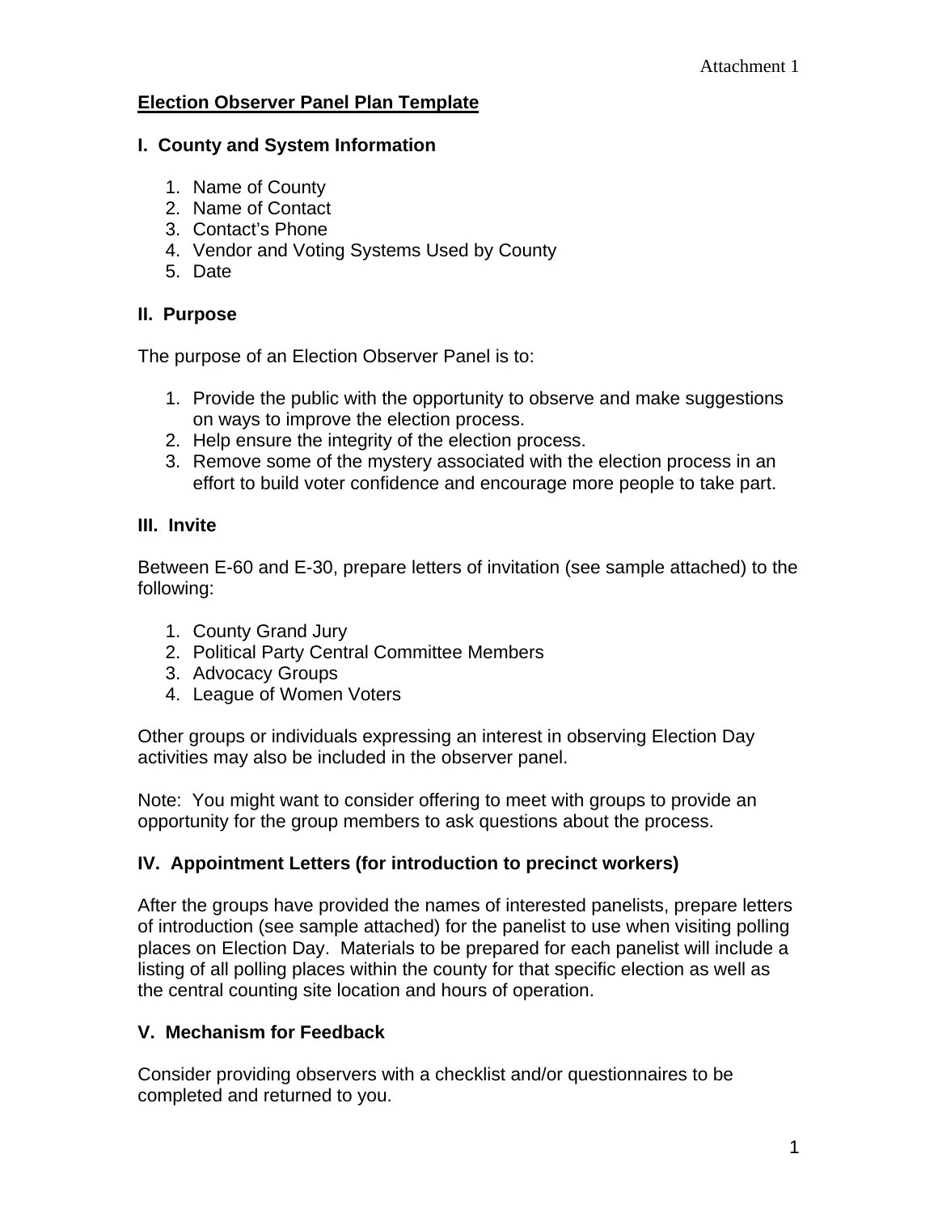Attachment 1

## Election Observer Panel Plan Template

### I. County and System Information

1. Name of County
2. Name of Contact
3. Contact's Phone
4. Vendor and Voting Systems Used by County
5. Date

### II. Purpose

The purpose of an Election Observer Panel is to:

1. Provide the public with the opportunity to observe and make suggestions on ways to improve the election process.
2. Help ensure the integrity of the election process.
3. Remove some of the mystery associated with the election process in an effort to build voter confidence and encourage more people to take part.

### III. Invite

Between E-60 and E-30, prepare letters of invitation (see sample attached) to the following:

1. County Grand Jury
2. Political Party Central Committee Members
3. Advocacy Groups
4. League of Women Voters

Other groups or individuals expressing an interest in observing Election Day activities may also be included in the observer panel.

Note: You might want to consider offering to meet with groups to provide an opportunity for the group members to ask questions about the process.

### IV. Appointment Letters (for introduction to precinct workers)

After the groups have provided the names of interested panelists, prepare letters of introduction (see sample attached) for the panelist to use when visiting polling places on Election Day. Materials to be prepared for each panelist will include a listing of all polling places within the county for that specific election as well as the central counting site location and hours of operation.

### V. Mechanism for Feedback

Consider providing observers with a checklist and/or questionnaires to be completed and returned to you.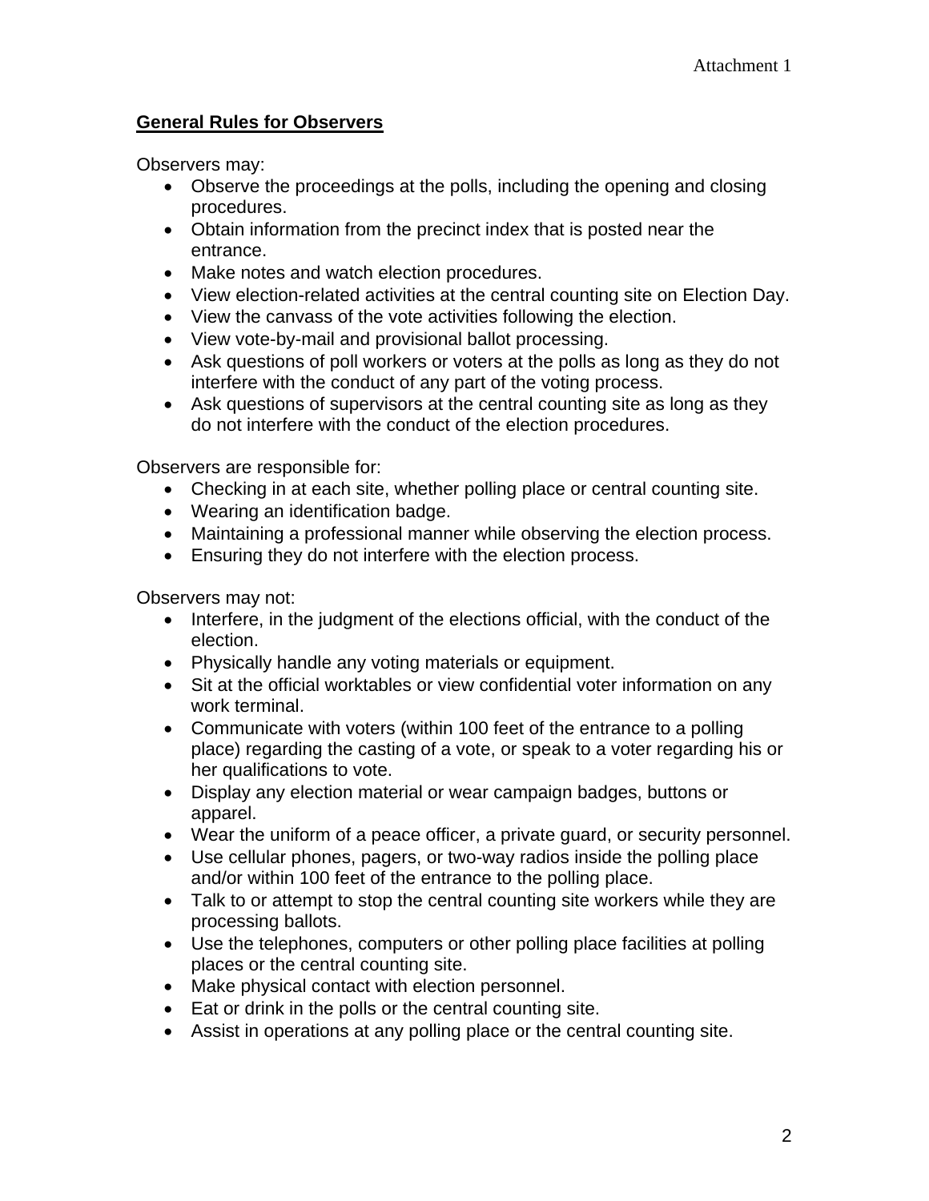Attachment 1

**General Rules for Observers**

Observers may:

- Observe the proceedings at the polls, including the opening and closing procedures.
- Obtain information from the precinct index that is posted near the entrance.
- Make notes and watch election procedures.
- View election-related activities at the central counting site on Election Day.
- View the canvass of the vote activities following the election.
- View vote-by-mail and provisional ballot processing.
- Ask questions of poll workers or voters at the polls as long as they do not interfere with the conduct of any part of the voting process.
- Ask questions of supervisors at the central counting site as long as they do not interfere with the conduct of the election procedures.

Observers are responsible for:

- Checking in at each site, whether polling place or central counting site.
- Wearing an identification badge.
- Maintaining a professional manner while observing the election process.
- Ensuring they do not interfere with the election process.

Observers may not:

- Interfere, in the judgment of the elections official, with the conduct of the election.
- Physically handle any voting materials or equipment.
- Sit at the official worktables or view confidential voter information on any work terminal.
- Communicate with voters (within 100 feet of the entrance to a polling place) regarding the casting of a vote, or speak to a voter regarding his or her qualifications to vote.
- Display any election material or wear campaign badges, buttons or apparel.
- Wear the uniform of a peace officer, a private guard, or security personnel.
- Use cellular phones, pagers, or two-way radios inside the polling place and/or within 100 feet of the entrance to the polling place.
- Talk to or attempt to stop the central counting site workers while they are processing ballots.
- Use the telephones, computers or other polling place facilities at polling places or the central counting site.
- Make physical contact with election personnel.
- Eat or drink in the polls or the central counting site.
- Assist in operations at any polling place or the central counting site.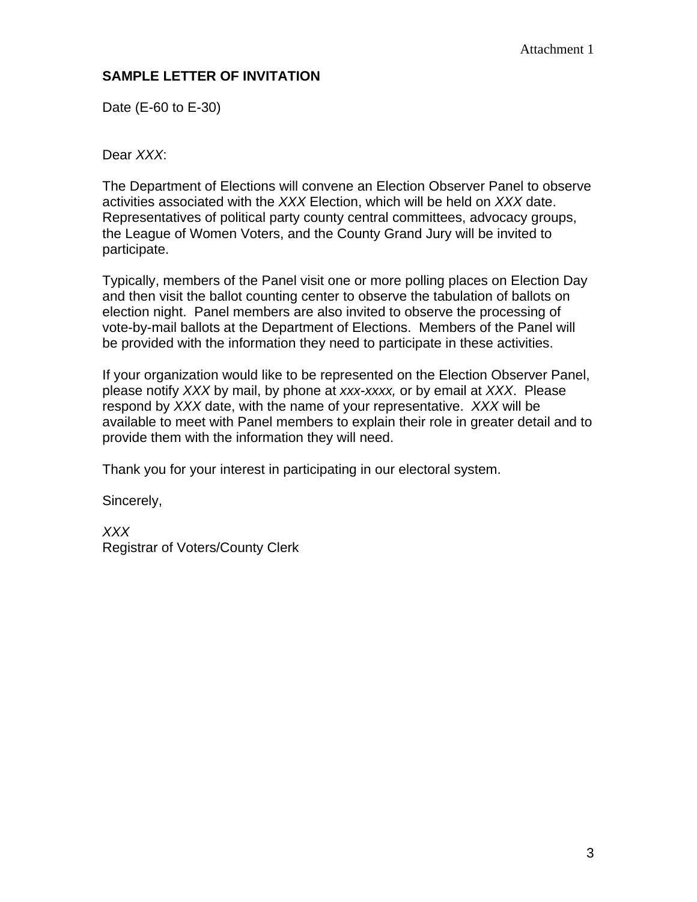Attachment 1

**SAMPLE LETTER OF INVITATION**

Date (E-60 to E-30)

Dear *XXX*:

The Department of Elections will convene an Election Observer Panel to observe activities associated with the *XXX* Election, which will be held on *XXX* date. Representatives of political party county central committees, advocacy groups, the League of Women Voters, and the County Grand Jury will be invited to participate.

Typically, members of the Panel visit one or more polling places on Election Day and then visit the ballot counting center to observe the tabulation of ballots on election night. Panel members are also invited to observe the processing of vote-by-mail ballots at the Department of Elections. Members of the Panel will be provided with the information they need to participate in these activities.

If your organization would like to be represented on the Election Observer Panel, please notify *XXX* by mail, by phone at *xxx-xxxx,* or by email at *XXX*. Please respond by *XXX* date, with the name of your representative. *XXX* will be available to meet with Panel members to explain their role in greater detail and to provide them with the information they will need.

Thank you for your interest in participating in our electoral system.

Sincerely,

*XXX*
Registrar of Voters/County Clerk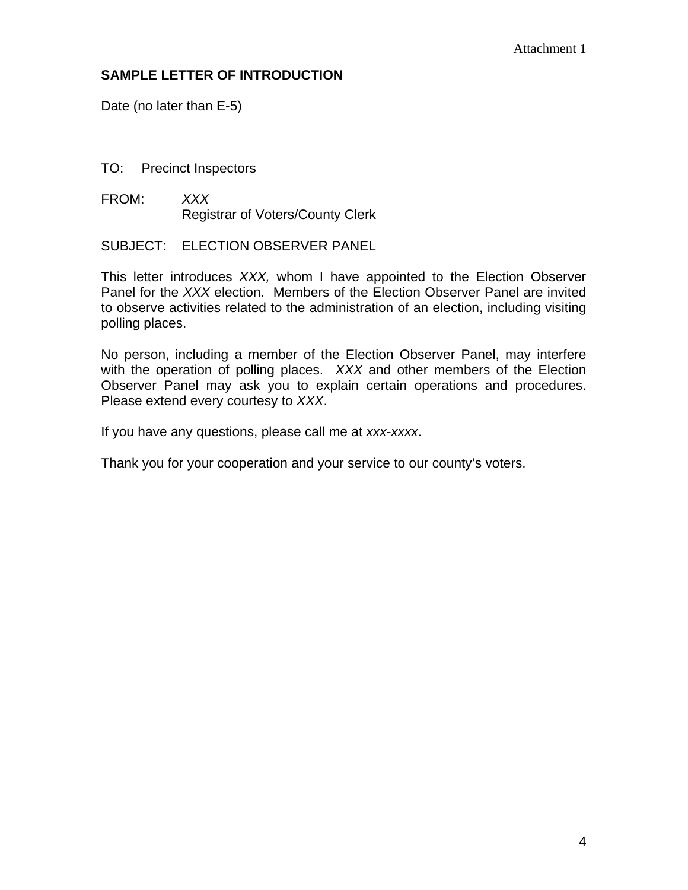Attachment 1

**SAMPLE LETTER OF INTRODUCTION**

Date (no later than E-5)

TO: Precinct Inspectors

FROM: *XXX*
Registrar of Voters/County Clerk

SUBJECT: ELECTION OBSERVER PANEL

This letter introduces *XXX,* whom I have appointed to the Election Observer Panel for the *XXX* election. Members of the Election Observer Panel are invited to observe activities related to the administration of an election, including visiting polling places.

No person, including a member of the Election Observer Panel, may interfere with the operation of polling places. *XXX* and other members of the Election Observer Panel may ask you to explain certain operations and procedures. Please extend every courtesy to *XXX*.

If you have any questions, please call me at *xxx-xxxx*.

Thank you for your cooperation and your service to our county's voters.